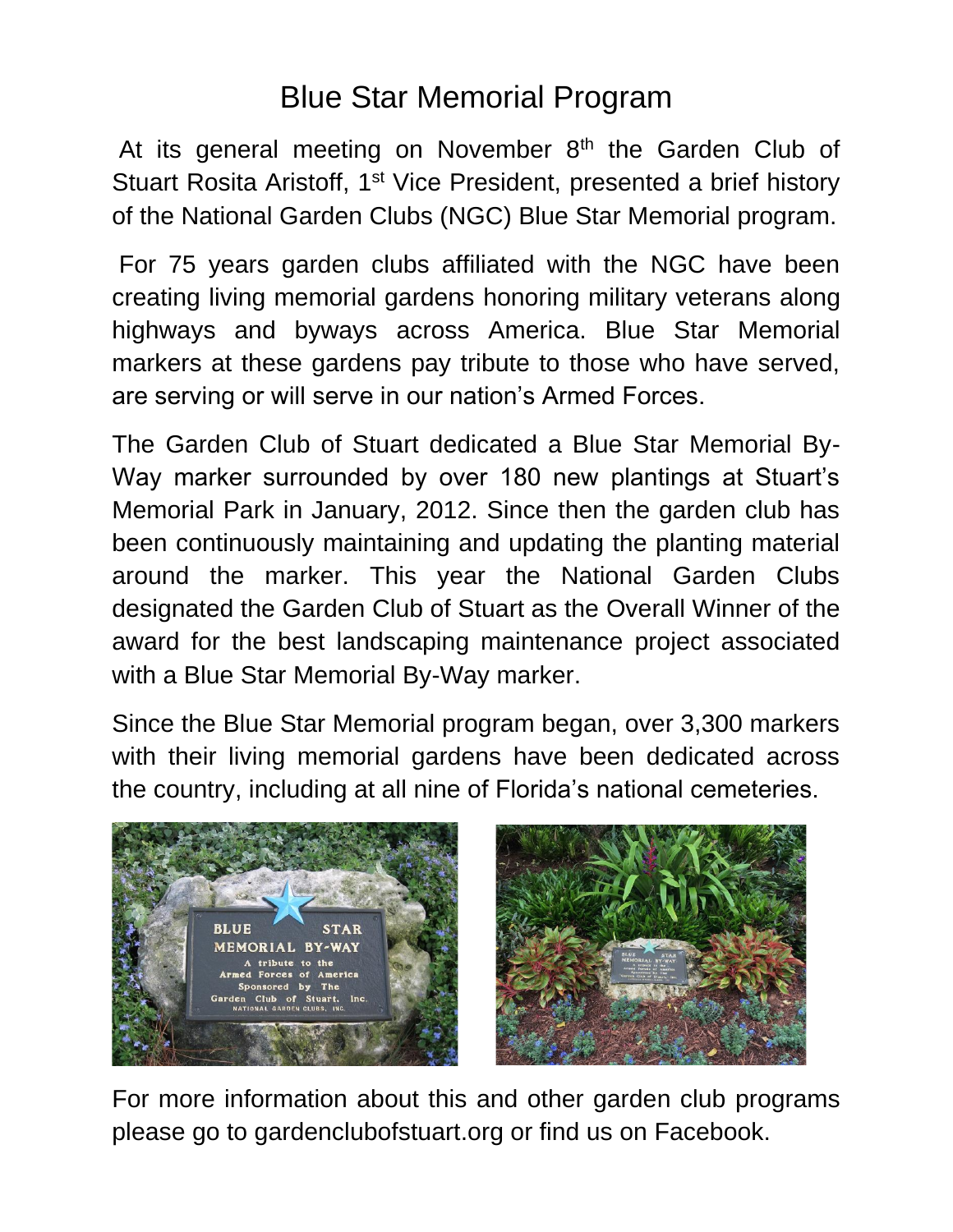# Blue Star Memorial Program

At its general meeting on November 8th the Garden Club of Stuart Rosita Aristoff, 1st Vice President, presented a brief history of the National Garden Clubs (NGC) Blue Star Memorial program.

For 75 years garden clubs affiliated with the NGC have been creating living memorial gardens honoring military veterans along highways and byways across America. Blue Star Memorial markers at these gardens pay tribute to those who have served, are serving or will serve in our nation's Armed Forces.

The Garden Club of Stuart dedicated a Blue Star Memorial By-Way marker surrounded by over 180 new plantings at Stuart's Memorial Park in January, 2012. Since then the garden club has been continuously maintaining and updating the planting material around the marker. This year the National Garden Clubs designated the Garden Club of Stuart as the Overall Winner of the award for the best landscaping maintenance project associated with a Blue Star Memorial By-Way marker.

Since the Blue Star Memorial program began, over 3,300 markers with their living memorial gardens have been dedicated across the country, including at all nine of Florida's national cemeteries.

For more information about this and other garden club programs please go to gardenclubofstuart.org or find us on Facebook.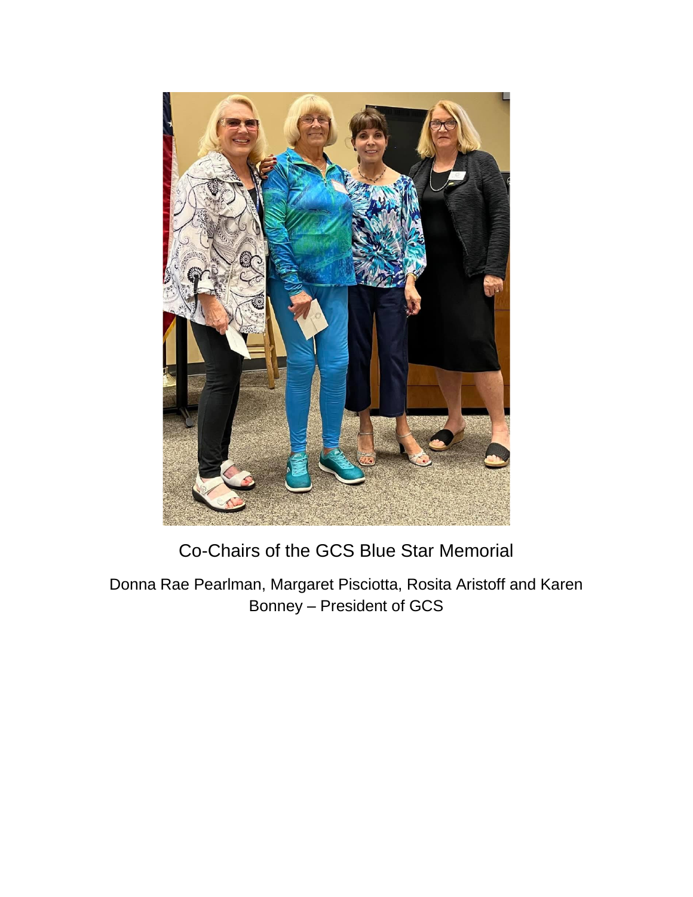Co-Chairs of the GCS Blue Star Memorial

Donna Rae Pearlman, Margaret Pisciotta, Rosita Aristoff and Karen Bonney – President of GCS